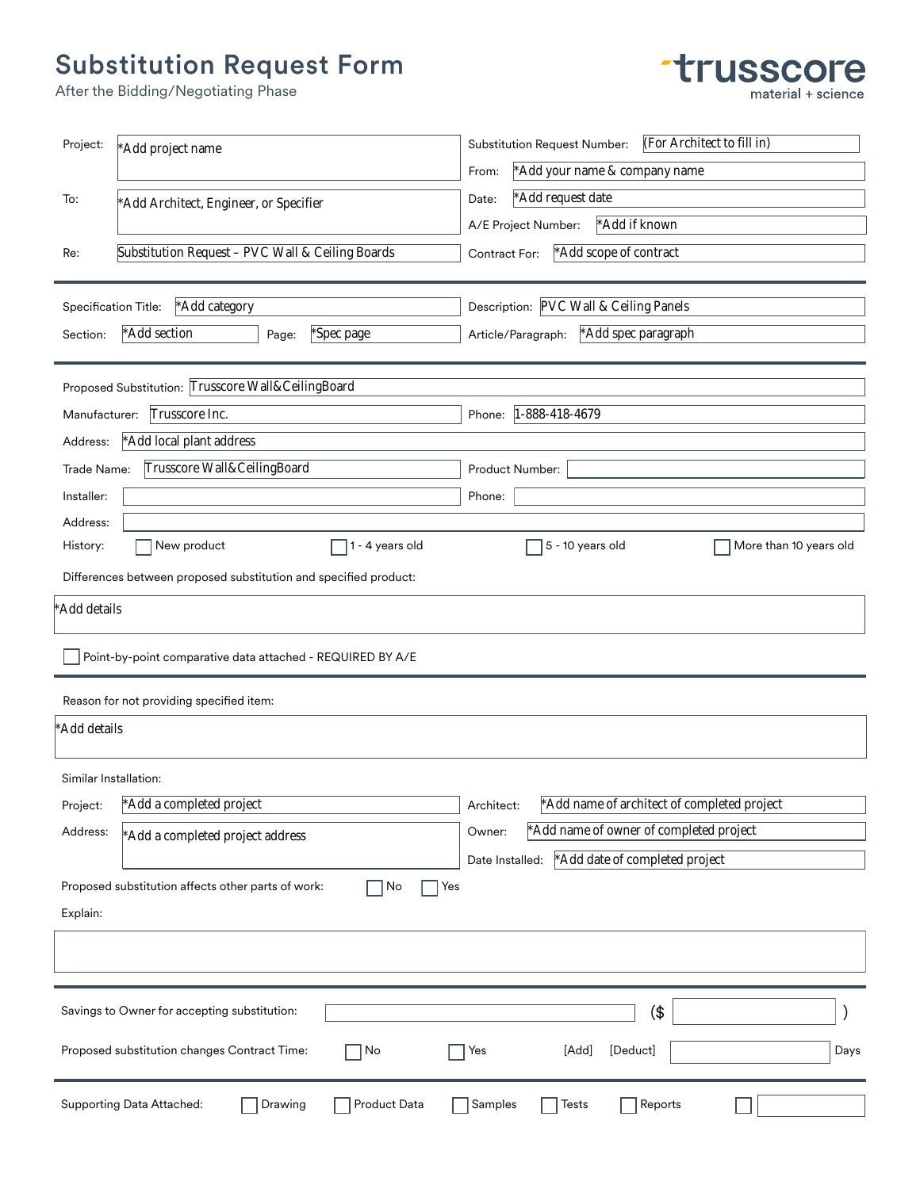# Substitution Request Form

After the Bidding/Negotiating Phase

trusscore
material + science

Project: *Add project name

Substitution Request Number: (For Architect to fill in)

From: *Add your name & company name

To: *Add Architect, Engineer, or Specifier

Date: *Add request date

A/E Project Number: *Add if known

Re: Substitution Request – PVC Wall & Ceiling Boards

Contract For: *Add scope of contract

---

Specification Title: *Add category

Description: PVC Wall & Ceiling Panels

Section: *Add section

Page: *Spec page

Article/Paragraph: *Add spec paragraph

---

Proposed Substitution: Trusscore Wall&CeilingBoard

Manufacturer: Trusscore Inc.

Phone: 1-888-418-4679

Address: *Add local plant address

Trade Name: Trusscore Wall&CeilingBoard

Product Number:

Installer:

Phone:

Address:

History: ☐ New product ☐ 1 - 4 years old ☐ 5 - 10 years old ☐ More than 10 years old

Differences between proposed substitution and specified product:

*Add details

☐ Point-by-point comparative data attached - REQUIRED BY A/E

---

Reason for not providing specified item:

*Add details

Similar Installation:

Project: *Add a completed project

Architect: *Add name of architect of completed project

Address: *Add a completed project address

Owner: *Add name of owner of completed project

Date Installed: *Add date of completed project

Proposed substitution affects other parts of work: ☐ No ☐ Yes

Explain:

---

Savings to Owner for accepting substitution: ($ )

Proposed substitution changes Contract Time: ☐ No ☐ Yes [Add] [Deduct] Days

---

Supporting Data Attached: ☐ Drawing ☐ Product Data ☐ Samples ☐ Tests ☐ Reports ☐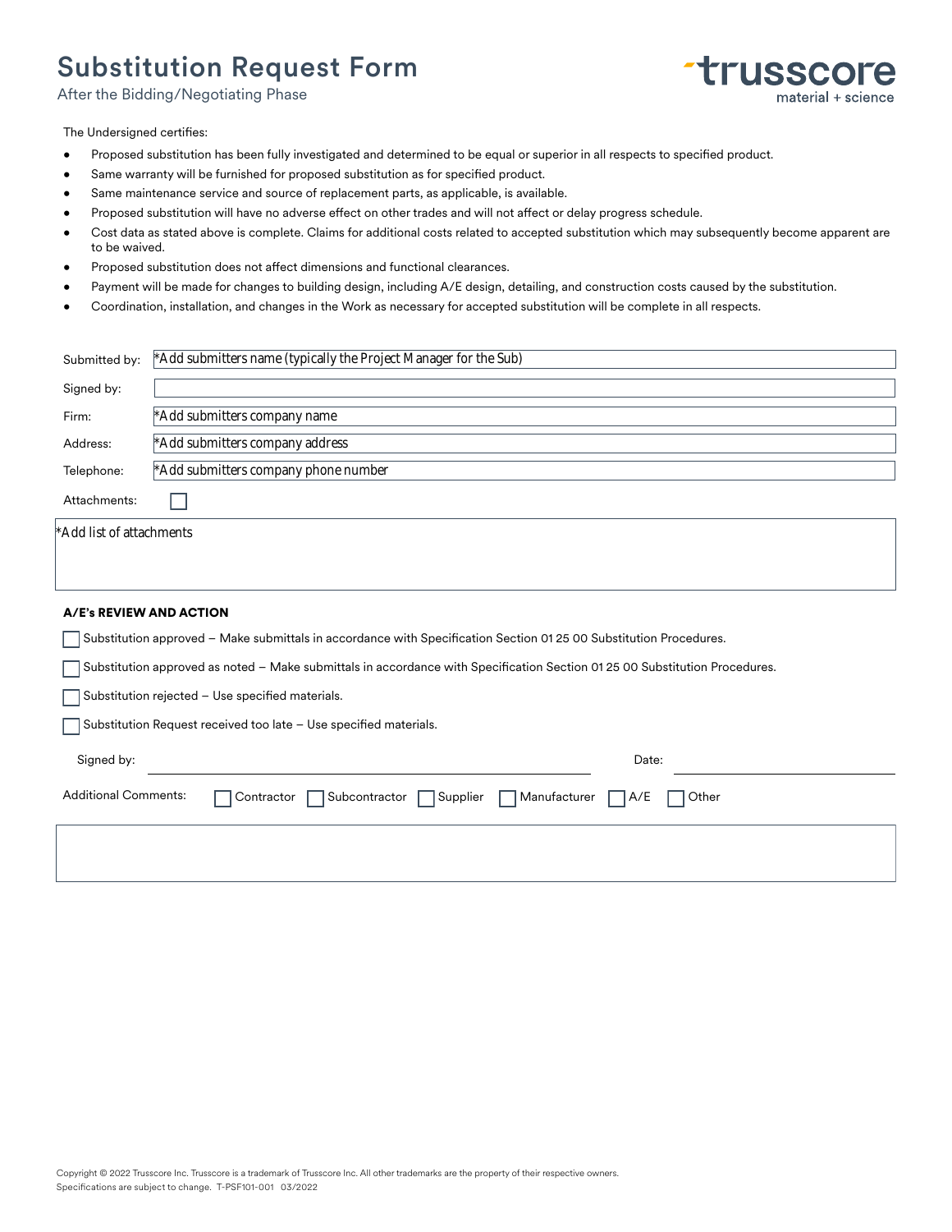# Substitution Request Form

After the Bidding/Negotiating Phase

trusscore
material + science

The Undersigned certifies:

- Proposed substitution has been fully investigated and determined to be equal or superior in all respects to specified product.
- Same warranty will be furnished for proposed substitution as for specified product.
- Same maintenance service and source of replacement parts, as applicable, is available.
- Proposed substitution will have no adverse effect on other trades and will not affect or delay progress schedule.
- Cost data as stated above is complete. Claims for additional costs related to accepted substitution which may subsequently become apparent are to be waived.
- Proposed substitution does not affect dimensions and functional clearances.
- Payment will be made for changes to building design, including A/E design, detailing, and construction costs caused by the substitution.
- Coordination, installation, and changes in the Work as necessary for accepted substitution will be complete in all respects.

Submitted by: *Add submitters name (typically the Project Manager for the Sub)

Signed by:

Firm: *Add submitters company name

Address: *Add submitters company address

Telephone: *Add submitters company phone number

Attachments: ☐

*Add list of attachments

**A/E's REVIEW AND ACTION**

☐ Substitution approved – Make submittals in accordance with Specification Section 01 25 00 Substitution Procedures.

☐ Substitution approved as noted – Make submittals in accordance with Specification Section 01 25 00 Substitution Procedures.

☐ Substitution rejected – Use specified materials.

☐ Substitution Request received too late – Use specified materials.

Signed by: ____________________ Date: ____________________

Additional Comments: ☐ Contractor ☐ Subcontractor ☐ Supplier ☐ Manufacturer ☐ A/E ☐ Other

Copyright © 2022 Trusscore Inc. Trusscore is a trademark of Trusscore Inc. All other trademarks are the property of their respective owners.
Specifications are subject to change. T-PSF101-001 03/2022